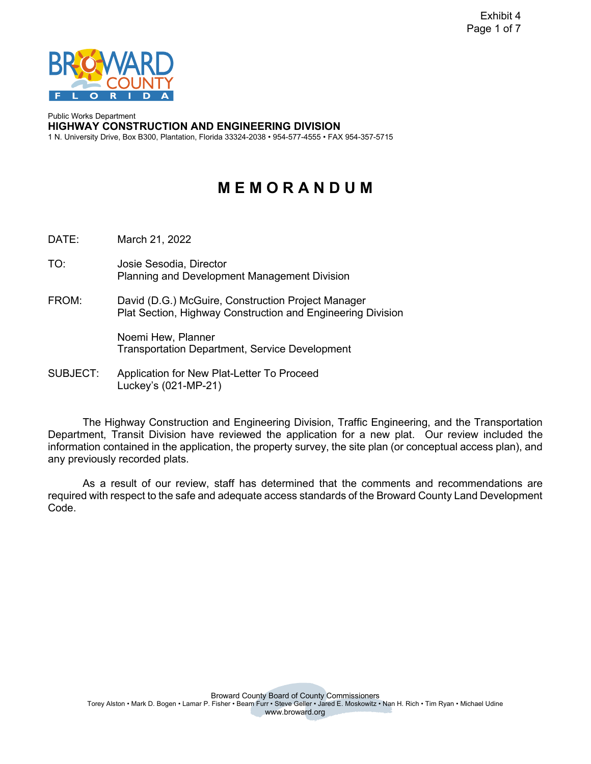Public Works Department

**HIGHWAY CONSTRUCTION AND ENGINEERING DIVISION**

1 N. University Drive, Box B300, Plantation, Florida 33324-2038 • 954-577-4555 • FAX 954-357-5715

# MEMORANDUM

DATE: March 21, 2022

TO: Josie Sesodia, Director
Planning and Development Management Division

FROM: David (D.G.) McGuire, Construction Project Manager
Plat Section, Highway Construction and Engineering Division

Noemi Hew, Planner
Transportation Department, Service Development

SUBJECT: Application for New Plat-Letter To Proceed
Luckey's (021-MP-21)

The Highway Construction and Engineering Division, Traffic Engineering, and the Transportation Department, Transit Division have reviewed the application for a new plat. Our review included the information contained in the application, the property survey, the site plan (or conceptual access plan), and any previously recorded plats.

As a result of our review, staff has determined that the comments and recommendations are required with respect to the safe and adequate access standards of the Broward County Land Development Code.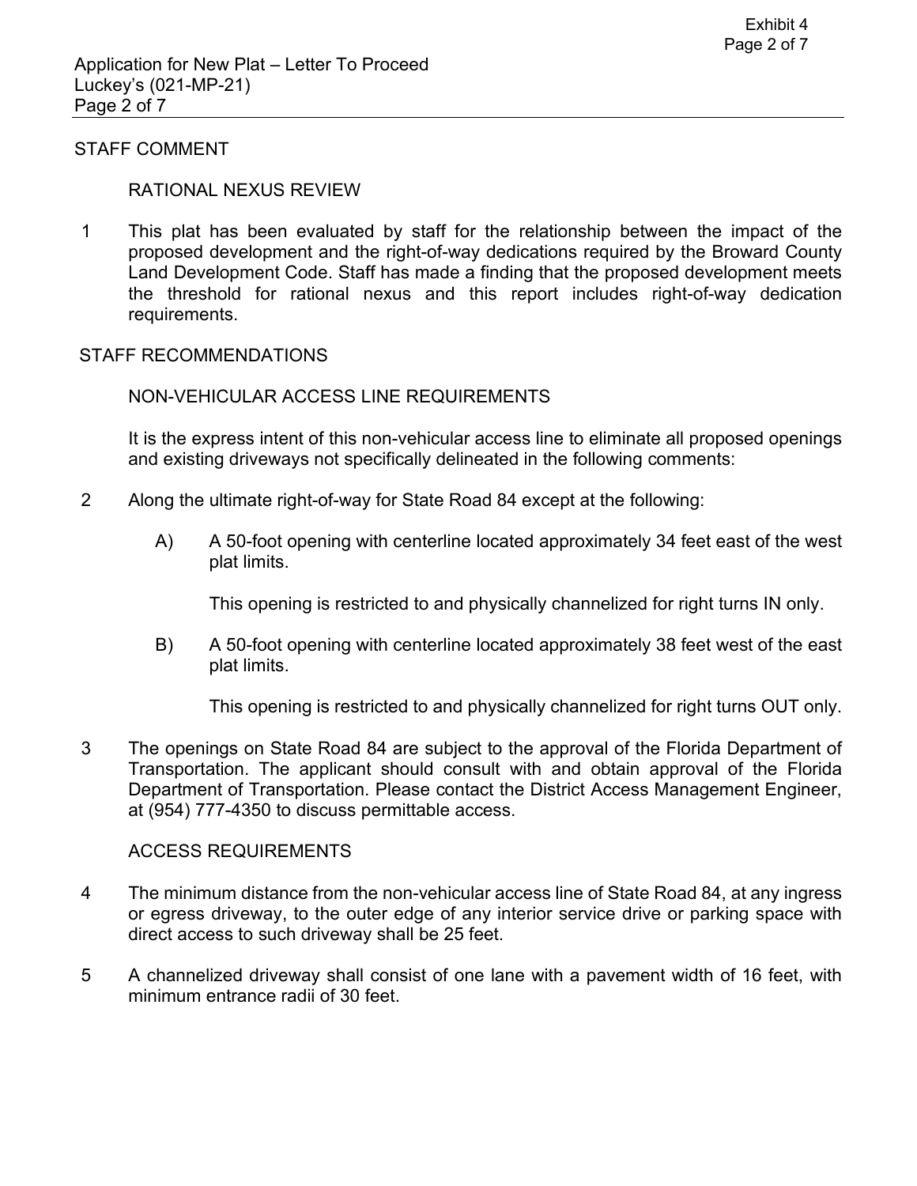## STAFF COMMENT

### RATIONAL NEXUS REVIEW

1 This plat has been evaluated by staff for the relationship between the impact of the proposed development and the right-of-way dedications required by the Broward County Land Development Code. Staff has made a finding that the proposed development meets the threshold for rational nexus and this report includes right-of-way dedication requirements.

## STAFF RECOMMENDATIONS

### NON-VEHICULAR ACCESS LINE REQUIREMENTS

It is the express intent of this non-vehicular access line to eliminate all proposed openings and existing driveways not specifically delineated in the following comments:

2 Along the ultimate right-of-way for State Road 84 except at the following:

A) A 50-foot opening with centerline located approximately 34 feet east of the west plat limits.

This opening is restricted to and physically channelized for right turns IN only.

B) A 50-foot opening with centerline located approximately 38 feet west of the east plat limits.

This opening is restricted to and physically channelized for right turns OUT only.

3 The openings on State Road 84 are subject to the approval of the Florida Department of Transportation. The applicant should consult with and obtain approval of the Florida Department of Transportation. Please contact the District Access Management Engineer, at (954) 777-4350 to discuss permittable access.

### ACCESS REQUIREMENTS

4 The minimum distance from the non-vehicular access line of State Road 84, at any ingress or egress driveway, to the outer edge of any interior service drive or parking space with direct access to such driveway shall be 25 feet.

5 A channelized driveway shall consist of one lane with a pavement width of 16 feet, with minimum entrance radii of 30 feet.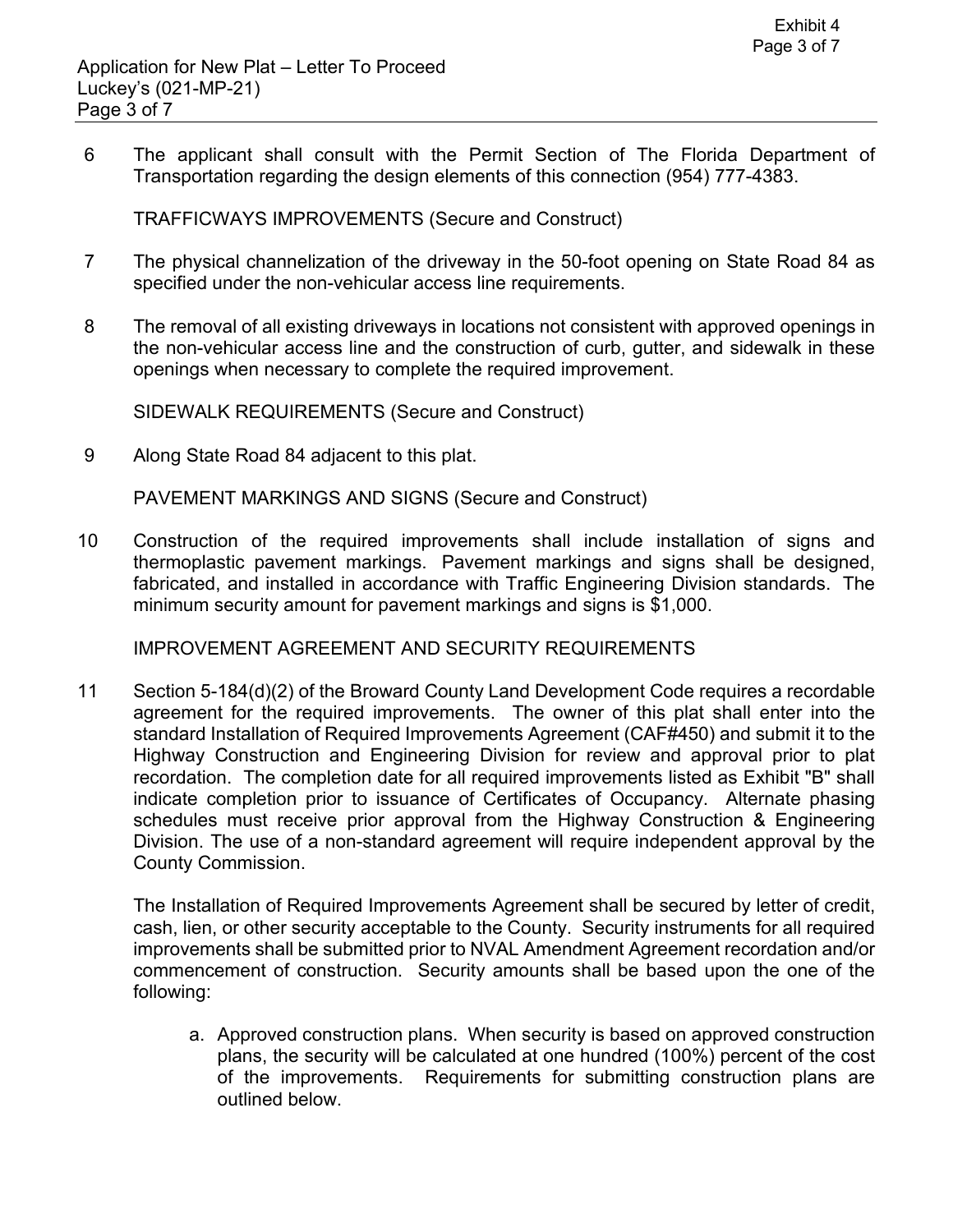6 The applicant shall consult with the Permit Section of The Florida Department of Transportation regarding the design elements of this connection (954) 777-4383.

TRAFFICWAYS IMPROVEMENTS (Secure and Construct)

7 The physical channelization of the driveway in the 50-foot opening on State Road 84 as specified under the non-vehicular access line requirements.

8 The removal of all existing driveways in locations not consistent with approved openings in the non-vehicular access line and the construction of curb, gutter, and sidewalk in these openings when necessary to complete the required improvement.

SIDEWALK REQUIREMENTS (Secure and Construct)

9 Along State Road 84 adjacent to this plat.

PAVEMENT MARKINGS AND SIGNS (Secure and Construct)

10 Construction of the required improvements shall include installation of signs and thermoplastic pavement markings. Pavement markings and signs shall be designed, fabricated, and installed in accordance with Traffic Engineering Division standards. The minimum security amount for pavement markings and signs is $1,000.

IMPROVEMENT AGREEMENT AND SECURITY REQUIREMENTS

11 Section 5-184(d)(2) of the Broward County Land Development Code requires a recordable agreement for the required improvements. The owner of this plat shall enter into the standard Installation of Required Improvements Agreement (CAF#450) and submit it to the Highway Construction and Engineering Division for review and approval prior to plat recordation. The completion date for all required improvements listed as Exhibit "B" shall indicate completion prior to issuance of Certificates of Occupancy. Alternate phasing schedules must receive prior approval from the Highway Construction & Engineering Division. The use of a non-standard agreement will require independent approval by the County Commission.

The Installation of Required Improvements Agreement shall be secured by letter of credit, cash, lien, or other security acceptable to the County. Security instruments for all required improvements shall be submitted prior to NVAL Amendment Agreement recordation and/or commencement of construction. Security amounts shall be based upon the one of the following:

a. Approved construction plans. When security is based on approved construction plans, the security will be calculated at one hundred (100%) percent of the cost of the improvements. Requirements for submitting construction plans are outlined below.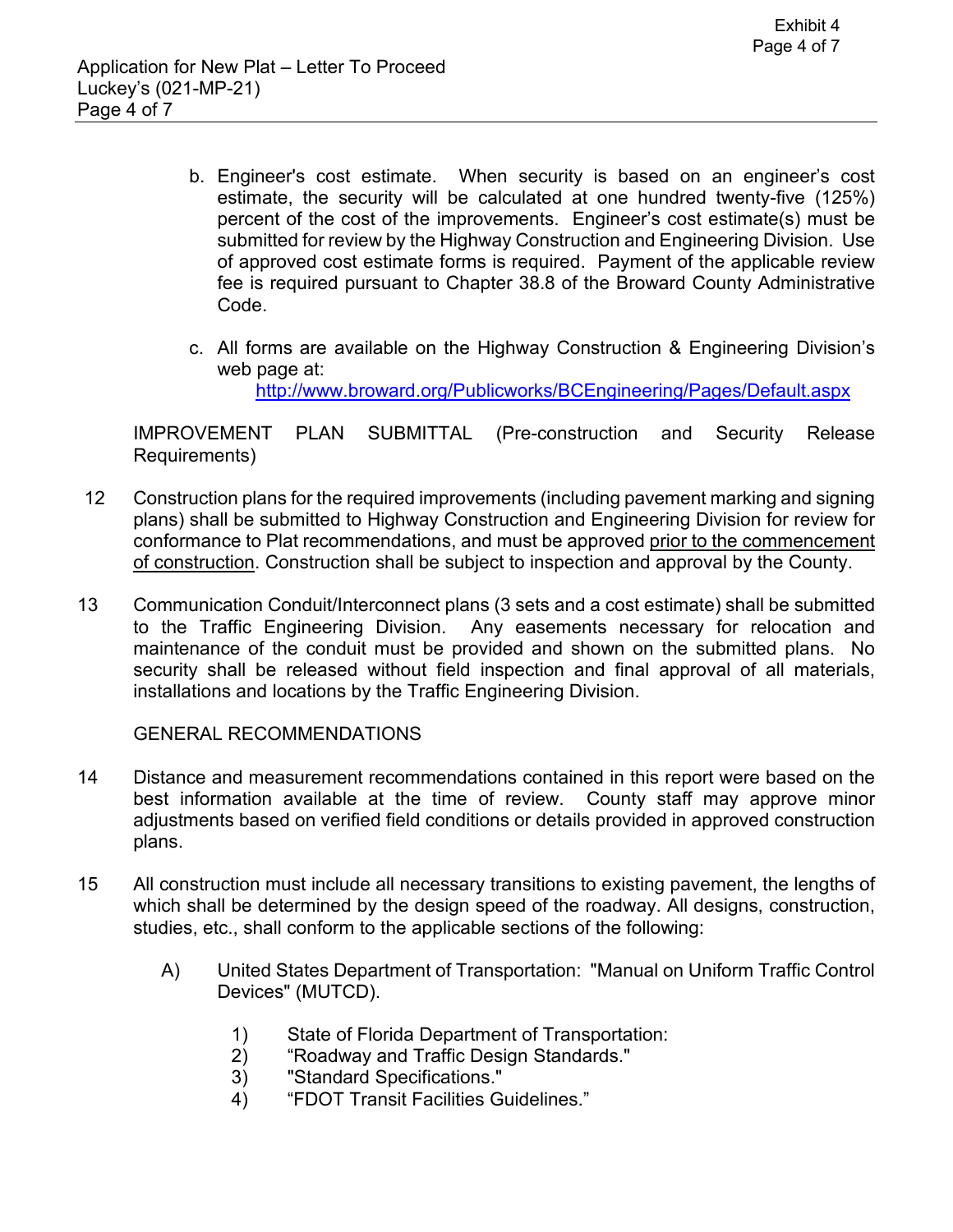b. Engineer's cost estimate. When security is based on an engineer's cost estimate, the security will be calculated at one hundred twenty-five (125%) percent of the cost of the improvements. Engineer's cost estimate(s) must be submitted for review by the Highway Construction and Engineering Division. Use of approved cost estimate forms is required. Payment of the applicable review fee is required pursuant to Chapter 38.8 of the Broward County Administrative Code.

c. All forms are available on the Highway Construction & Engineering Division's web page at:
http://www.broward.org/Publicworks/BCEngineering/Pages/Default.aspx

IMPROVEMENT PLAN SUBMITTAL (Pre-construction and Security Release Requirements)

12 Construction plans for the required improvements (including pavement marking and signing plans) shall be submitted to Highway Construction and Engineering Division for review for conformance to Plat recommendations, and must be approved <u>prior to the commencement of construction</u>. Construction shall be subject to inspection and approval by the County.

13 Communication Conduit/Interconnect plans (3 sets and a cost estimate) shall be submitted to the Traffic Engineering Division. Any easements necessary for relocation and maintenance of the conduit must be provided and shown on the submitted plans. No security shall be released without field inspection and final approval of all materials, installations and locations by the Traffic Engineering Division.

GENERAL RECOMMENDATIONS

14 Distance and measurement recommendations contained in this report were based on the best information available at the time of review. County staff may approve minor adjustments based on verified field conditions or details provided in approved construction plans.

15 All construction must include all necessary transitions to existing pavement, the lengths of which shall be determined by the design speed of the roadway. All designs, construction, studies, etc., shall conform to the applicable sections of the following:

A) United States Department of Transportation: "Manual on Uniform Traffic Control Devices" (MUTCD).

1) State of Florida Department of Transportation:
2) "Roadway and Traffic Design Standards."
3) "Standard Specifications."
4) "FDOT Transit Facilities Guidelines."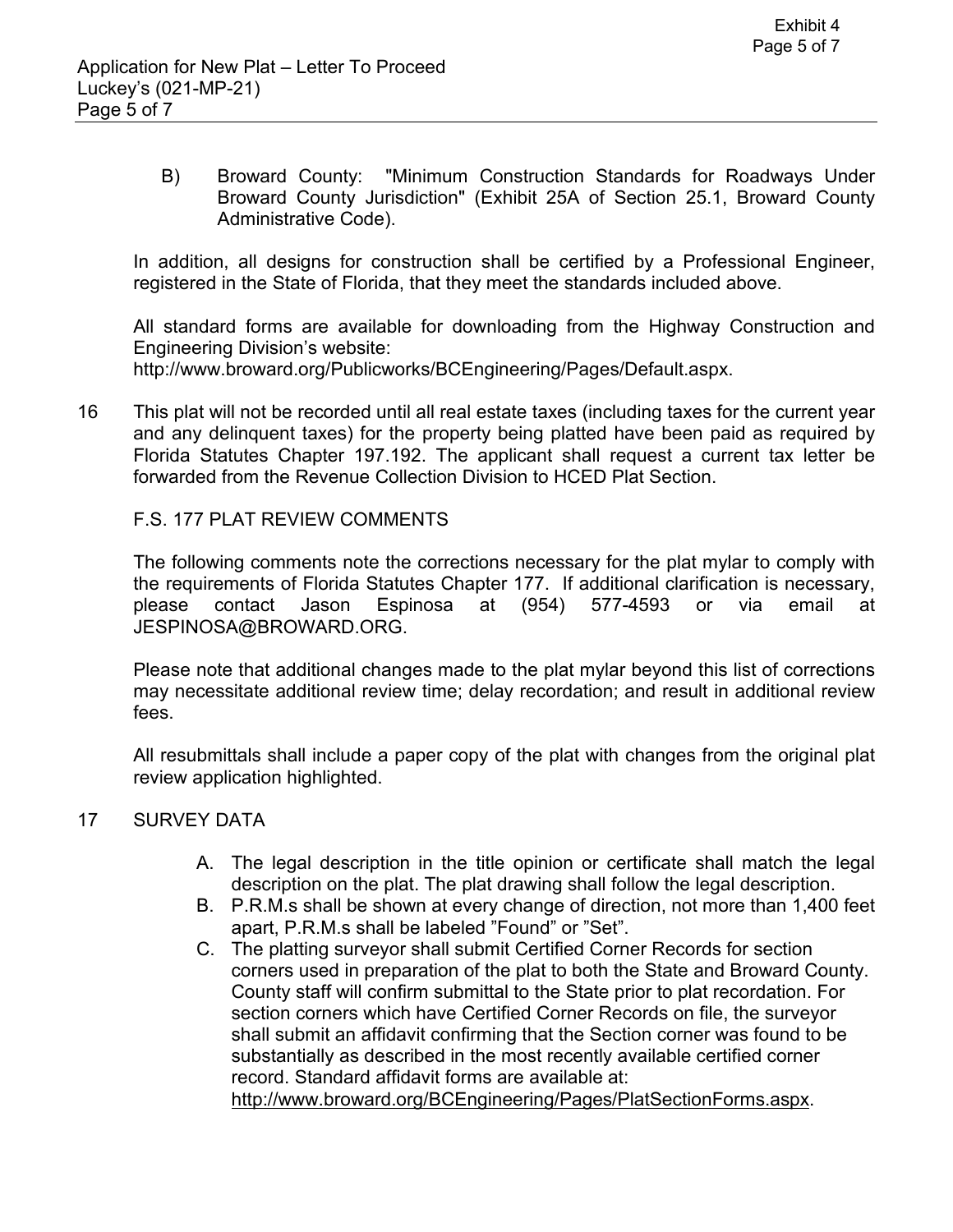B) Broward County: "Minimum Construction Standards for Roadways Under Broward County Jurisdiction" (Exhibit 25A of Section 25.1, Broward County Administrative Code).

In addition, all designs for construction shall be certified by a Professional Engineer, registered in the State of Florida, that they meet the standards included above.

All standard forms are available for downloading from the Highway Construction and Engineering Division's website:
http://www.broward.org/Publicworks/BCEngineering/Pages/Default.aspx.

16 This plat will not be recorded until all real estate taxes (including taxes for the current year and any delinquent taxes) for the property being platted have been paid as required by Florida Statutes Chapter 197.192. The applicant shall request a current tax letter be forwarded from the Revenue Collection Division to HCED Plat Section.

F.S. 177 PLAT REVIEW COMMENTS

The following comments note the corrections necessary for the plat mylar to comply with the requirements of Florida Statutes Chapter 177. If additional clarification is necessary, please contact Jason Espinosa at (954) 577-4593 or via email at JESPINOSA@BROWARD.ORG.

Please note that additional changes made to the plat mylar beyond this list of corrections may necessitate additional review time; delay recordation; and result in additional review fees.

All resubmittals shall include a paper copy of the plat with changes from the original plat review application highlighted.

17 SURVEY DATA

A. The legal description in the title opinion or certificate shall match the legal description on the plat. The plat drawing shall follow the legal description.
B. P.R.M.s shall be shown at every change of direction, not more than 1,400 feet apart, P.R.M.s shall be labeled "Found" or "Set".
C. The platting surveyor shall submit Certified Corner Records for section corners used in preparation of the plat to both the State and Broward County. County staff will confirm submittal to the State prior to plat recordation. For section corners which have Certified Corner Records on file, the surveyor shall submit an affidavit confirming that the Section corner was found to be substantially as described in the most recently available certified corner record. Standard affidavit forms are available at: http://www.broward.org/BCEngineering/Pages/PlatSectionForms.aspx.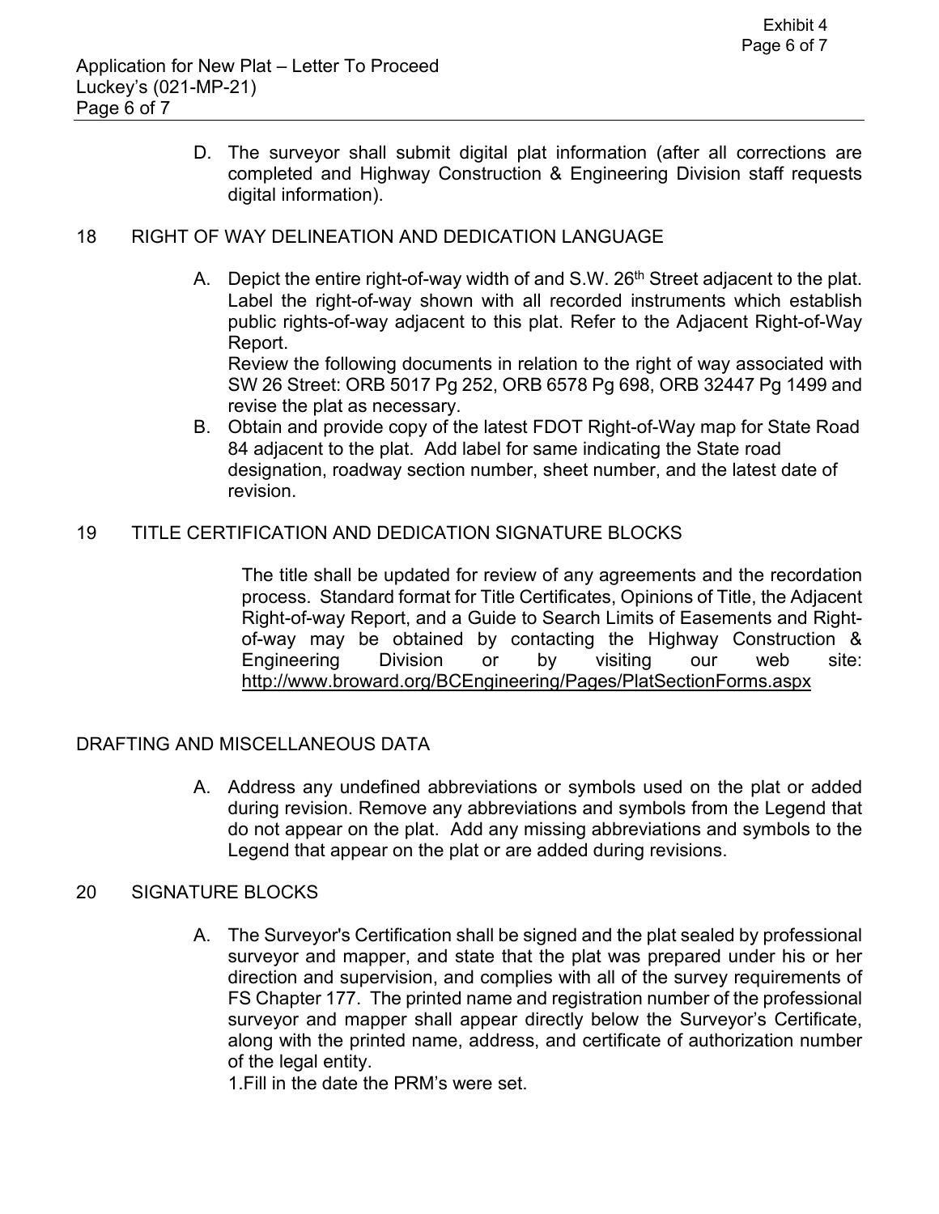D. The surveyor shall submit digital plat information (after all corrections are completed and Highway Construction & Engineering Division staff requests digital information).

## 18 RIGHT OF WAY DELINEATION AND DEDICATION LANGUAGE

A. Depict the entire right-of-way width of and S.W. 26th Street adjacent to the plat. Label the right-of-way shown with all recorded instruments which establish public rights-of-way adjacent to this plat. Refer to the Adjacent Right-of-Way Report.
Review the following documents in relation to the right of way associated with SW 26 Street: ORB 5017 Pg 252, ORB 6578 Pg 698, ORB 32447 Pg 1499 and revise the plat as necessary.

B. Obtain and provide copy of the latest FDOT Right-of-Way map for State Road 84 adjacent to the plat. Add label for same indicating the State road designation, roadway section number, sheet number, and the latest date of revision.

## 19 TITLE CERTIFICATION AND DEDICATION SIGNATURE BLOCKS

The title shall be updated for review of any agreements and the recordation process. Standard format for Title Certificates, Opinions of Title, the Adjacent Right-of-way Report, and a Guide to Search Limits of Easements and Right-of-way may be obtained by contacting the Highway Construction & Engineering Division or by visiting our web site: http://www.broward.org/BCEngineering/Pages/PlatSectionForms.aspx

## DRAFTING AND MISCELLANEOUS DATA

A. Address any undefined abbreviations or symbols used on the plat or added during revision. Remove any abbreviations and symbols from the Legend that do not appear on the plat. Add any missing abbreviations and symbols to the Legend that appear on the plat or are added during revisions.

## 20 SIGNATURE BLOCKS

A. The Surveyor's Certification shall be signed and the plat sealed by professional surveyor and mapper, and state that the plat was prepared under his or her direction and supervision, and complies with all of the survey requirements of FS Chapter 177. The printed name and registration number of the professional surveyor and mapper shall appear directly below the Surveyor's Certificate, along with the printed name, address, and certificate of authorization number of the legal entity.
1. Fill in the date the PRM's were set.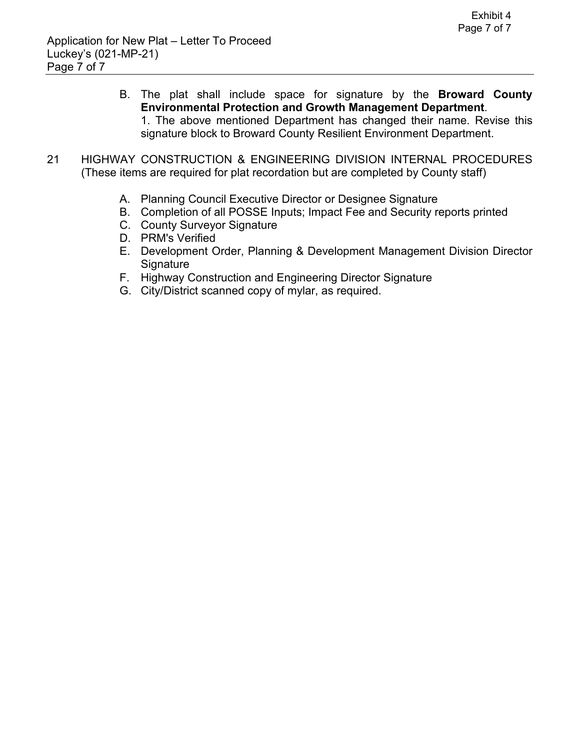B. The plat shall include space for signature by the **Broward County Environmental Protection and Growth Management Department**.
   1. The above mentioned Department has changed their name. Revise this signature block to Broward County Resilient Environment Department.

21 HIGHWAY CONSTRUCTION & ENGINEERING DIVISION INTERNAL PROCEDURES (These items are required for plat recordation but are completed by County staff)

A. Planning Council Executive Director or Designee Signature
B. Completion of all POSSE Inputs; Impact Fee and Security reports printed
C. County Surveyor Signature
D. PRM's Verified
E. Development Order, Planning & Development Management Division Director Signature
F. Highway Construction and Engineering Director Signature
G. City/District scanned copy of mylar, as required.